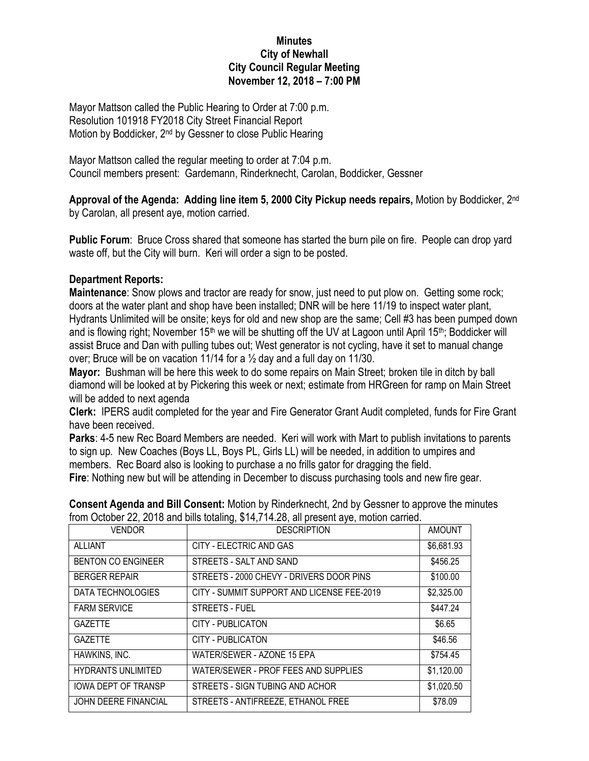**Minutes**
**City of Newhall**
**City Council Regular Meeting**
**November 12, 2018 – 7:00 PM**

Mayor Mattson called the Public Hearing to Order at 7:00 p.m.
Resolution 101918 FY2018 City Street Financial Report
Motion by Boddicker, 2nd by Gessner to close Public Hearing

Mayor Mattson called the regular meeting to order at 7:04 p.m.
Council members present: Gardemann, Rinderknecht, Carolan, Boddicker, Gessner

**Approval of the Agenda: Adding line item 5, 2000 City Pickup needs repairs,** Motion by Boddicker, 2nd by Carolan, all present aye, motion carried.

**Public Forum**: Bruce Cross shared that someone has started the burn pile on fire. People can drop yard waste off, but the City will burn. Keri will order a sign to be posted.

**Department Reports:**

**Maintenance**: Snow plows and tractor are ready for snow, just need to put plow on. Getting some rock; doors at the water plant and shop have been installed; DNR will be here 11/19 to inspect water plant, Hydrants Unlimited will be onsite; keys for old and new shop are the same; Cell #3 has been pumped down and is flowing right; November 15th we will be shutting off the UV at Lagoon until April 15th; Boddicker will assist Bruce and Dan with pulling tubes out; West generator is not cycling, have it set to manual change over; Bruce will be on vacation 11/14 for a ½ day and a full day on 11/30.

**Mayor:** Bushman will be here this week to do some repairs on Main Street; broken tile in ditch by ball diamond will be looked at by Pickering this week or next; estimate from HRGreen for ramp on Main Street will be added to next agenda

**Clerk:** IPERS audit completed for the year and Fire Generator Grant Audit completed, funds for Fire Grant have been received.

**Parks**: 4-5 new Rec Board Members are needed. Keri will work with Mart to publish invitations to parents to sign up. New Coaches (Boys LL, Boys PL, Girls LL) will be needed, in addition to umpires and members. Rec Board also is looking to purchase a no frills gator for dragging the field.

**Fire**: Nothing new but will be attending in December to discuss purchasing tools and new fire gear.

**Consent Agenda and Bill Consent:** Motion by Rinderknecht, 2nd by Gessner to approve the minutes from October 22, 2018 and bills totaling, $14,714.28, all present aye, motion carried.

| VENDOR | DESCRIPTION | AMOUNT |
|---|---|---|
| ALLIANT | CITY - ELECTRIC AND GAS | $6,681.93 |
| BENTON CO ENGINEER | STREETS - SALT AND SAND | $456.25 |
| BERGER REPAIR | STREETS - 2000 CHEVY - DRIVERS DOOR PINS | $100.00 |
| DATA TECHNOLOGIES | CITY - SUMMIT SUPPORT AND LICENSE FEE-2019 | $2,325.00 |
| FARM SERVICE | STREETS - FUEL | $447.24 |
| GAZETTE | CITY - PUBLICATON | $6.65 |
| GAZETTE | CITY - PUBLICATON | $46.56 |
| HAWKINS, INC. | WATER/SEWER - AZONE 15 EPA | $754.45 |
| HYDRANTS UNLIMITED | WATER/SEWER - PROF FEES AND SUPPLIES | $1,120.00 |
| IOWA DEPT OF TRANSP | STREETS - SIGN TUBING AND ACHOR | $1,020.50 |
| JOHN DEERE FINANCIAL | STREETS - ANTIFREEZE, ETHANOL FREE | $78.09 |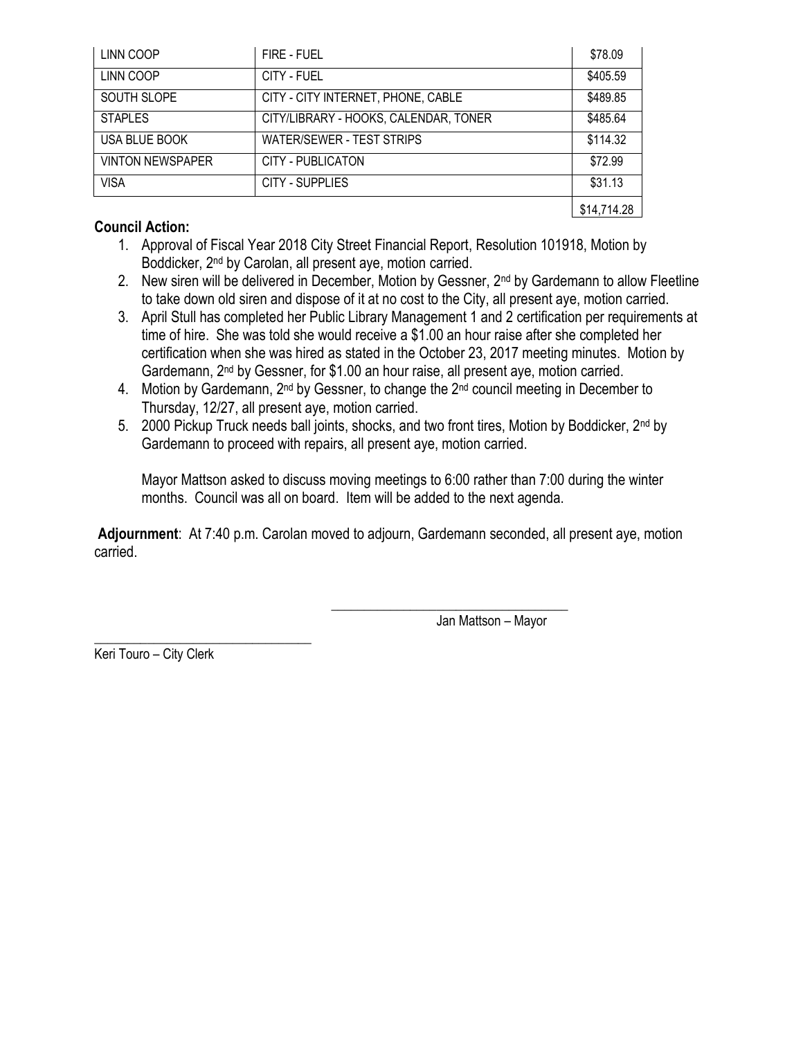| | | |
|---|---|---|
| LINN COOP | FIRE - FUEL | $78.09 |
| LINN COOP | CITY - FUEL | $405.59 |
| SOUTH SLOPE | CITY - CITY INTERNET, PHONE, CABLE | $489.85 |
| STAPLES | CITY/LIBRARY - HOOKS, CALENDAR, TONER | $485.64 |
| USA BLUE BOOK | WATER/SEWER - TEST STRIPS | $114.32 |
| VINTON NEWSPAPER | CITY - PUBLICATON | $72.99 |
| VISA | CITY - SUPPLIES | $31.13 |
| | | $14,714.28 |

**Council Action:**

1. Approval of Fiscal Year 2018 City Street Financial Report, Resolution 101918, Motion by Boddicker, 2nd by Carolan, all present aye, motion carried.
2. New siren will be delivered in December, Motion by Gessner, 2nd by Gardemann to allow Fleetline to take down old siren and dispose of it at no cost to the City, all present aye, motion carried.
3. April Stull has completed her Public Library Management 1 and 2 certification per requirements at time of hire. She was told she would receive a $1.00 an hour raise after she completed her certification when she was hired as stated in the October 23, 2017 meeting minutes. Motion by Gardemann, 2nd by Gessner, for $1.00 an hour raise, all present aye, motion carried.
4. Motion by Gardemann, 2nd by Gessner, to change the 2nd council meeting in December to Thursday, 12/27, all present aye, motion carried.
5. 2000 Pickup Truck needs ball joints, shocks, and two front tires, Motion by Boddicker, 2nd by Gardemann to proceed with repairs, all present aye, motion carried.

   Mayor Mattson asked to discuss moving meetings to 6:00 rather than 7:00 during the winter months. Council was all on board. Item will be added to the next agenda.

**Adjournment**: At 7:40 p.m. Carolan moved to adjourn, Gardemann seconded, all present aye, motion carried.

\_\_\_\_\_\_\_\_\_\_\_\_\_\_\_\_\_\_\_\_\_\_\_\_\_\_\_\_\_\_\_\_\_\_\_\_
Jan Mattson – Mayor

\_\_\_\_\_\_\_\_\_\_\_\_\_\_\_\_\_\_\_\_\_\_\_\_\_\_\_\_\_\_\_\_\_\_\_\_
Keri Touro – City Clerk